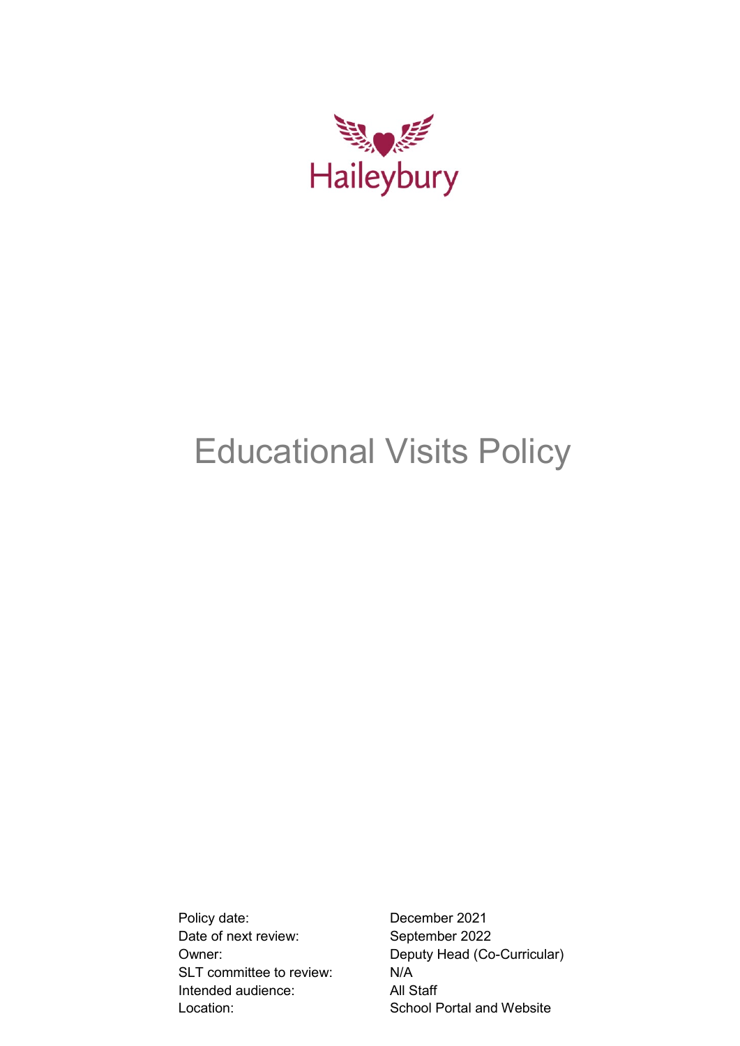Haileybury

# Educational Visits Policy

| | |
|---|---|
| Policy date: | December 2021 |
| Date of next review: | September 2022 |
| Owner: | Deputy Head (Co-Curricular) |
| SLT committee to review: | N/A |
| Intended audience: | All Staff |
| Location: | School Portal and Website |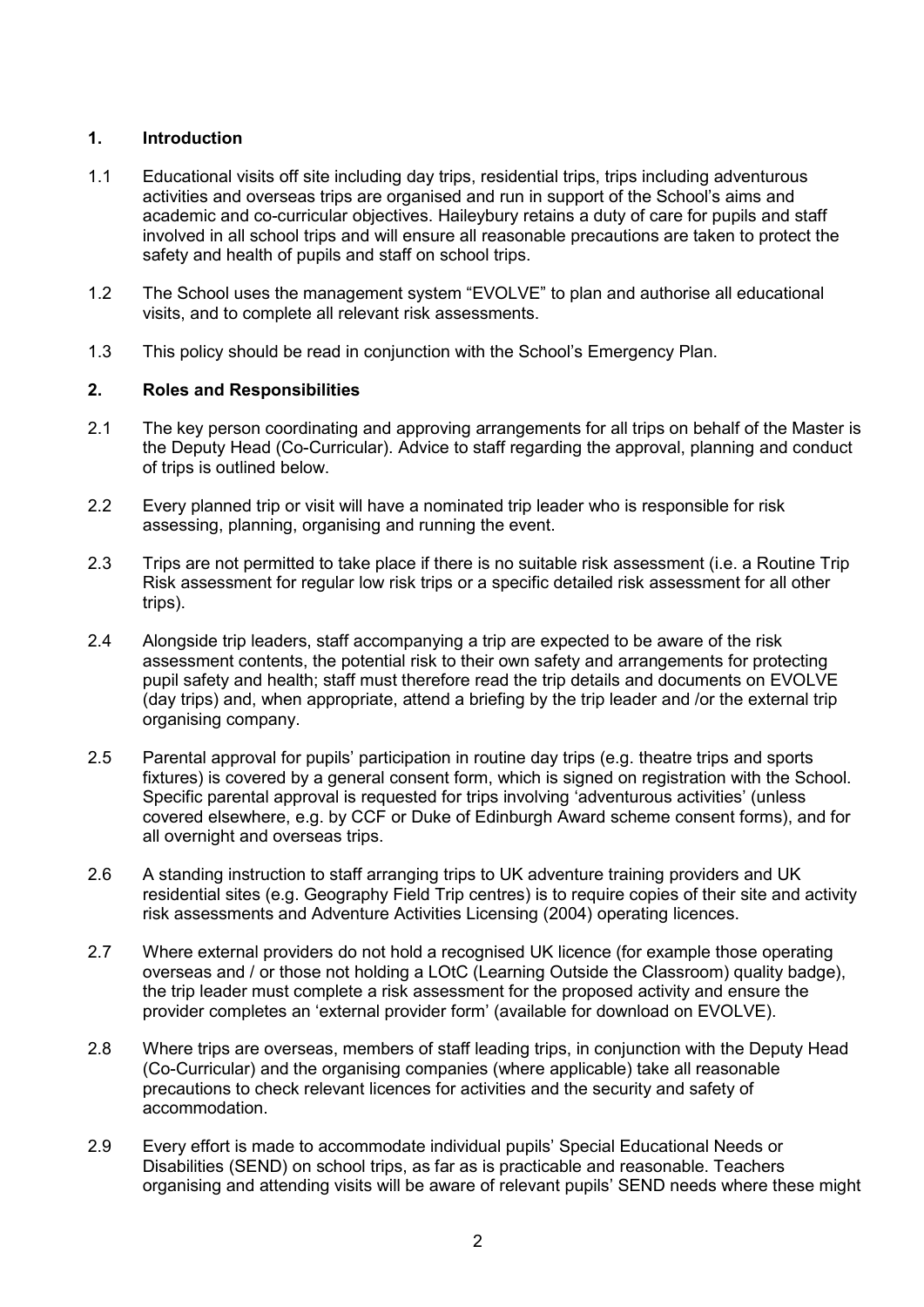## 1. Introduction

1.1 Educational visits off site including day trips, residential trips, trips including adventurous activities and overseas trips are organised and run in support of the School's aims and academic and co-curricular objectives. Haileybury retains a duty of care for pupils and staff involved in all school trips and will ensure all reasonable precautions are taken to protect the safety and health of pupils and staff on school trips.

1.2 The School uses the management system "EVOLVE" to plan and authorise all educational visits, and to complete all relevant risk assessments.

1.3 This policy should be read in conjunction with the School's Emergency Plan.

## 2. Roles and Responsibilities

2.1 The key person coordinating and approving arrangements for all trips on behalf of the Master is the Deputy Head (Co-Curricular). Advice to staff regarding the approval, planning and conduct of trips is outlined below.

2.2 Every planned trip or visit will have a nominated trip leader who is responsible for risk assessing, planning, organising and running the event.

2.3 Trips are not permitted to take place if there is no suitable risk assessment (i.e. a Routine Trip Risk assessment for regular low risk trips or a specific detailed risk assessment for all other trips).

2.4 Alongside trip leaders, staff accompanying a trip are expected to be aware of the risk assessment contents, the potential risk to their own safety and arrangements for protecting pupil safety and health; staff must therefore read the trip details and documents on EVOLVE (day trips) and, when appropriate, attend a briefing by the trip leader and /or the external trip organising company.

2.5 Parental approval for pupils' participation in routine day trips (e.g. theatre trips and sports fixtures) is covered by a general consent form, which is signed on registration with the School. Specific parental approval is requested for trips involving 'adventurous activities' (unless covered elsewhere, e.g. by CCF or Duke of Edinburgh Award scheme consent forms), and for all overnight and overseas trips.

2.6 A standing instruction to staff arranging trips to UK adventure training providers and UK residential sites (e.g. Geography Field Trip centres) is to require copies of their site and activity risk assessments and Adventure Activities Licensing (2004) operating licences.

2.7 Where external providers do not hold a recognised UK licence (for example those operating overseas and / or those not holding a LOtC (Learning Outside the Classroom) quality badge), the trip leader must complete a risk assessment for the proposed activity and ensure the provider completes an 'external provider form' (available for download on EVOLVE).

2.8 Where trips are overseas, members of staff leading trips, in conjunction with the Deputy Head (Co-Curricular) and the organising companies (where applicable) take all reasonable precautions to check relevant licences for activities and the security and safety of accommodation.

2.9 Every effort is made to accommodate individual pupils' Special Educational Needs or Disabilities (SEND) on school trips, as far as is practicable and reasonable. Teachers organising and attending visits will be aware of relevant pupils' SEND needs where these might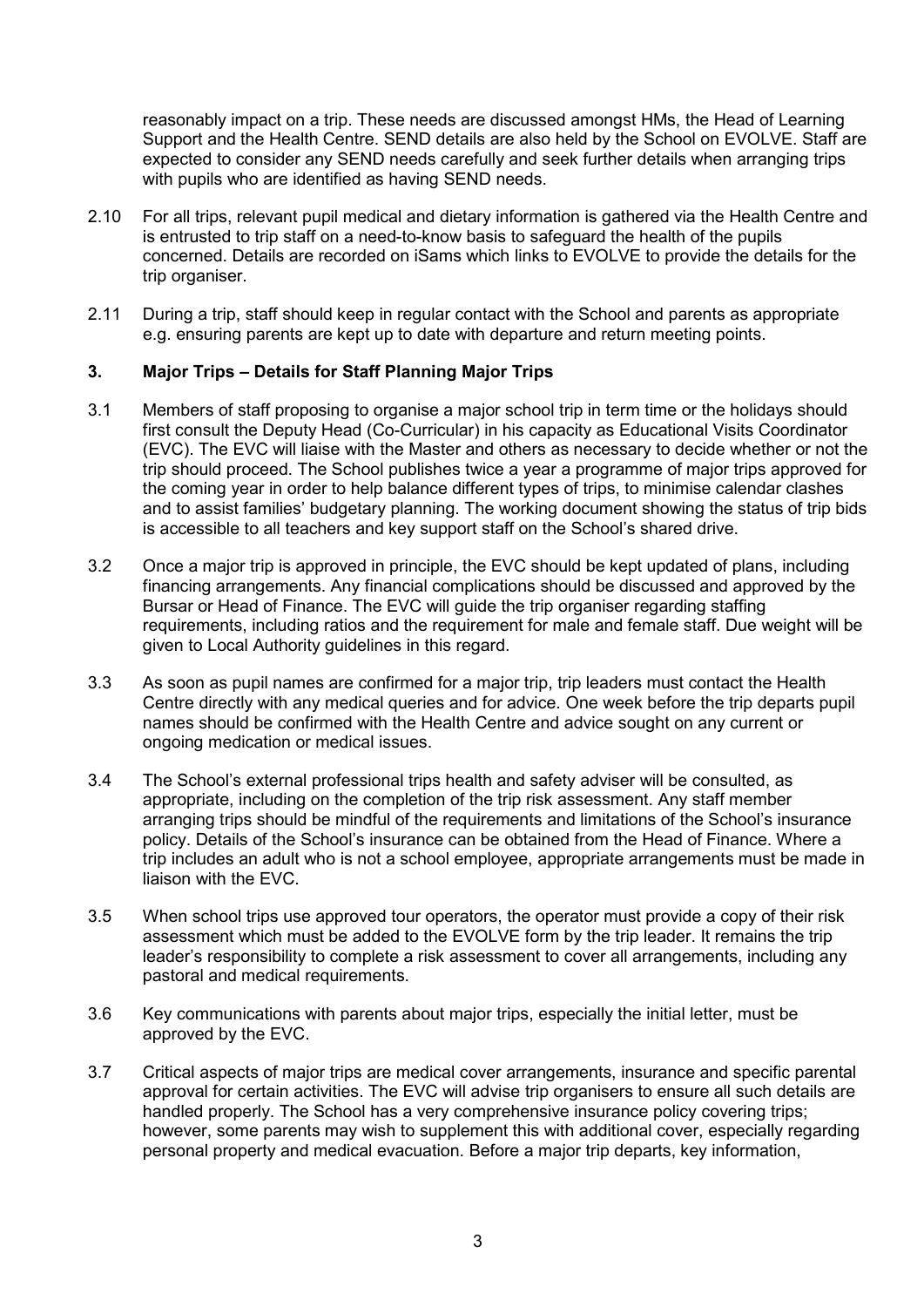reasonably impact on a trip. These needs are discussed amongst HMs, the Head of Learning Support and the Health Centre. SEND details are also held by the School on EVOLVE. Staff are expected to consider any SEND needs carefully and seek further details when arranging trips with pupils who are identified as having SEND needs.

2.10 For all trips, relevant pupil medical and dietary information is gathered via the Health Centre and is entrusted to trip staff on a need-to-know basis to safeguard the health of the pupils concerned. Details are recorded on iSams which links to EVOLVE to provide the details for the trip organiser.

2.11 During a trip, staff should keep in regular contact with the School and parents as appropriate e.g. ensuring parents are kept up to date with departure and return meeting points.

## 3. Major Trips – Details for Staff Planning Major Trips

3.1 Members of staff proposing to organise a major school trip in term time or the holidays should first consult the Deputy Head (Co-Curricular) in his capacity as Educational Visits Coordinator (EVC). The EVC will liaise with the Master and others as necessary to decide whether or not the trip should proceed. The School publishes twice a year a programme of major trips approved for the coming year in order to help balance different types of trips, to minimise calendar clashes and to assist families' budgetary planning. The working document showing the status of trip bids is accessible to all teachers and key support staff on the School's shared drive.

3.2 Once a major trip is approved in principle, the EVC should be kept updated of plans, including financing arrangements. Any financial complications should be discussed and approved by the Bursar or Head of Finance. The EVC will guide the trip organiser regarding staffing requirements, including ratios and the requirement for male and female staff. Due weight will be given to Local Authority guidelines in this regard.

3.3 As soon as pupil names are confirmed for a major trip, trip leaders must contact the Health Centre directly with any medical queries and for advice. One week before the trip departs pupil names should be confirmed with the Health Centre and advice sought on any current or ongoing medication or medical issues.

3.4 The School's external professional trips health and safety adviser will be consulted, as appropriate, including on the completion of the trip risk assessment. Any staff member arranging trips should be mindful of the requirements and limitations of the School's insurance policy. Details of the School's insurance can be obtained from the Head of Finance. Where a trip includes an adult who is not a school employee, appropriate arrangements must be made in liaison with the EVC.

3.5 When school trips use approved tour operators, the operator must provide a copy of their risk assessment which must be added to the EVOLVE form by the trip leader. It remains the trip leader's responsibility to complete a risk assessment to cover all arrangements, including any pastoral and medical requirements.

3.6 Key communications with parents about major trips, especially the initial letter, must be approved by the EVC.

3.7 Critical aspects of major trips are medical cover arrangements, insurance and specific parental approval for certain activities. The EVC will advise trip organisers to ensure all such details are handled properly. The School has a very comprehensive insurance policy covering trips; however, some parents may wish to supplement this with additional cover, especially regarding personal property and medical evacuation. Before a major trip departs, key information,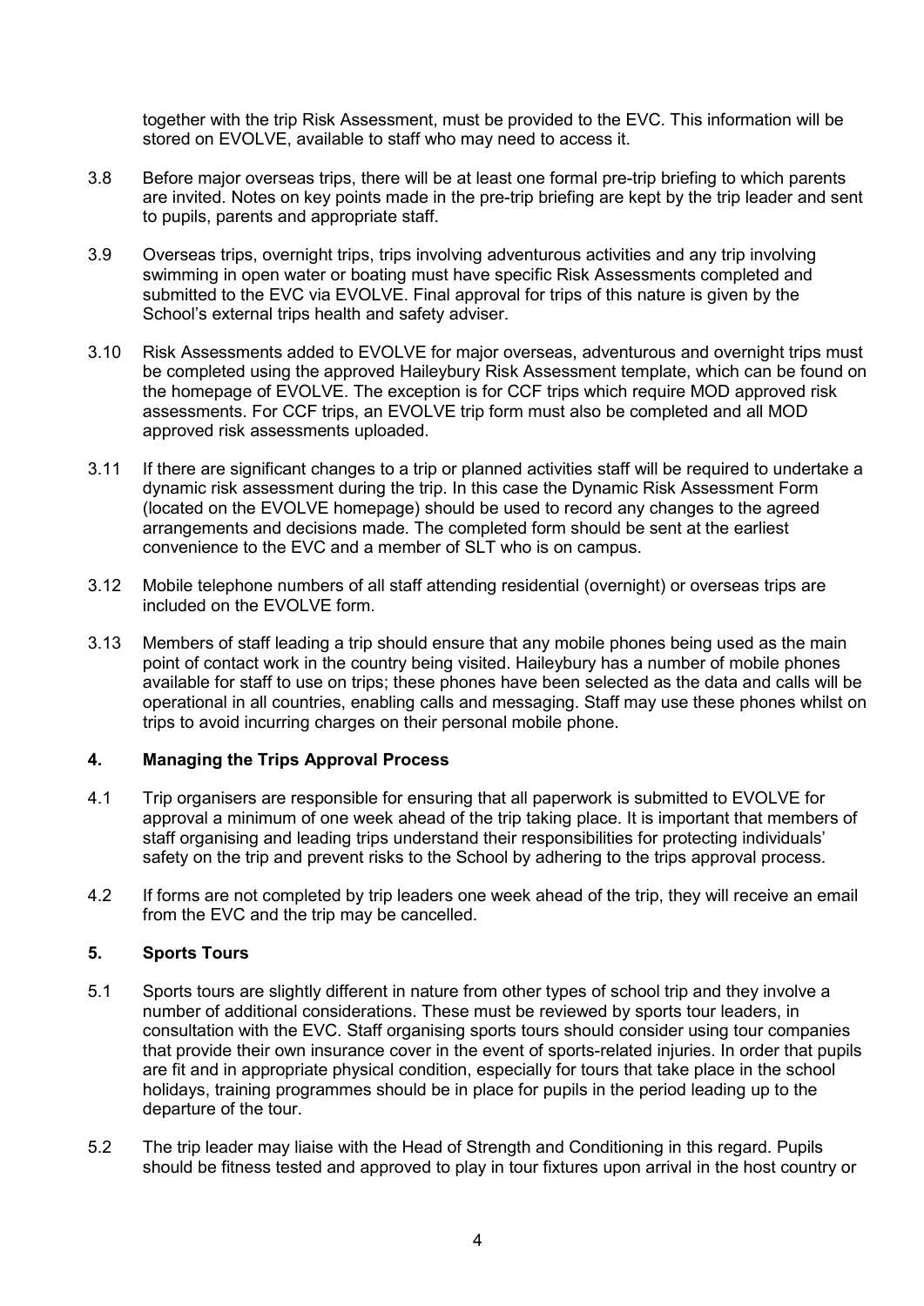together with the trip Risk Assessment, must be provided to the EVC. This information will be stored on EVOLVE, available to staff who may need to access it.

3.8 Before major overseas trips, there will be at least one formal pre-trip briefing to which parents are invited. Notes on key points made in the pre-trip briefing are kept by the trip leader and sent to pupils, parents and appropriate staff.

3.9 Overseas trips, overnight trips, trips involving adventurous activities and any trip involving swimming in open water or boating must have specific Risk Assessments completed and submitted to the EVC via EVOLVE. Final approval for trips of this nature is given by the School's external trips health and safety adviser.

3.10 Risk Assessments added to EVOLVE for major overseas, adventurous and overnight trips must be completed using the approved Haileybury Risk Assessment template, which can be found on the homepage of EVOLVE. The exception is for CCF trips which require MOD approved risk assessments. For CCF trips, an EVOLVE trip form must also be completed and all MOD approved risk assessments uploaded.

3.11 If there are significant changes to a trip or planned activities staff will be required to undertake a dynamic risk assessment during the trip. In this case the Dynamic Risk Assessment Form (located on the EVOLVE homepage) should be used to record any changes to the agreed arrangements and decisions made. The completed form should be sent at the earliest convenience to the EVC and a member of SLT who is on campus.

3.12 Mobile telephone numbers of all staff attending residential (overnight) or overseas trips are included on the EVOLVE form.

3.13 Members of staff leading a trip should ensure that any mobile phones being used as the main point of contact work in the country being visited. Haileybury has a number of mobile phones available for staff to use on trips; these phones have been selected as the data and calls will be operational in all countries, enabling calls and messaging. Staff may use these phones whilst on trips to avoid incurring charges on their personal mobile phone.

## 4. Managing the Trips Approval Process

4.1 Trip organisers are responsible for ensuring that all paperwork is submitted to EVOLVE for approval a minimum of one week ahead of the trip taking place. It is important that members of staff organising and leading trips understand their responsibilities for protecting individuals' safety on the trip and prevent risks to the School by adhering to the trips approval process.

4.2 If forms are not completed by trip leaders one week ahead of the trip, they will receive an email from the EVC and the trip may be cancelled.

## 5. Sports Tours

5.1 Sports tours are slightly different in nature from other types of school trip and they involve a number of additional considerations. These must be reviewed by sports tour leaders, in consultation with the EVC. Staff organising sports tours should consider using tour companies that provide their own insurance cover in the event of sports-related injuries. In order that pupils are fit and in appropriate physical condition, especially for tours that take place in the school holidays, training programmes should be in place for pupils in the period leading up to the departure of the tour.

5.2 The trip leader may liaise with the Head of Strength and Conditioning in this regard. Pupils should be fitness tested and approved to play in tour fixtures upon arrival in the host country or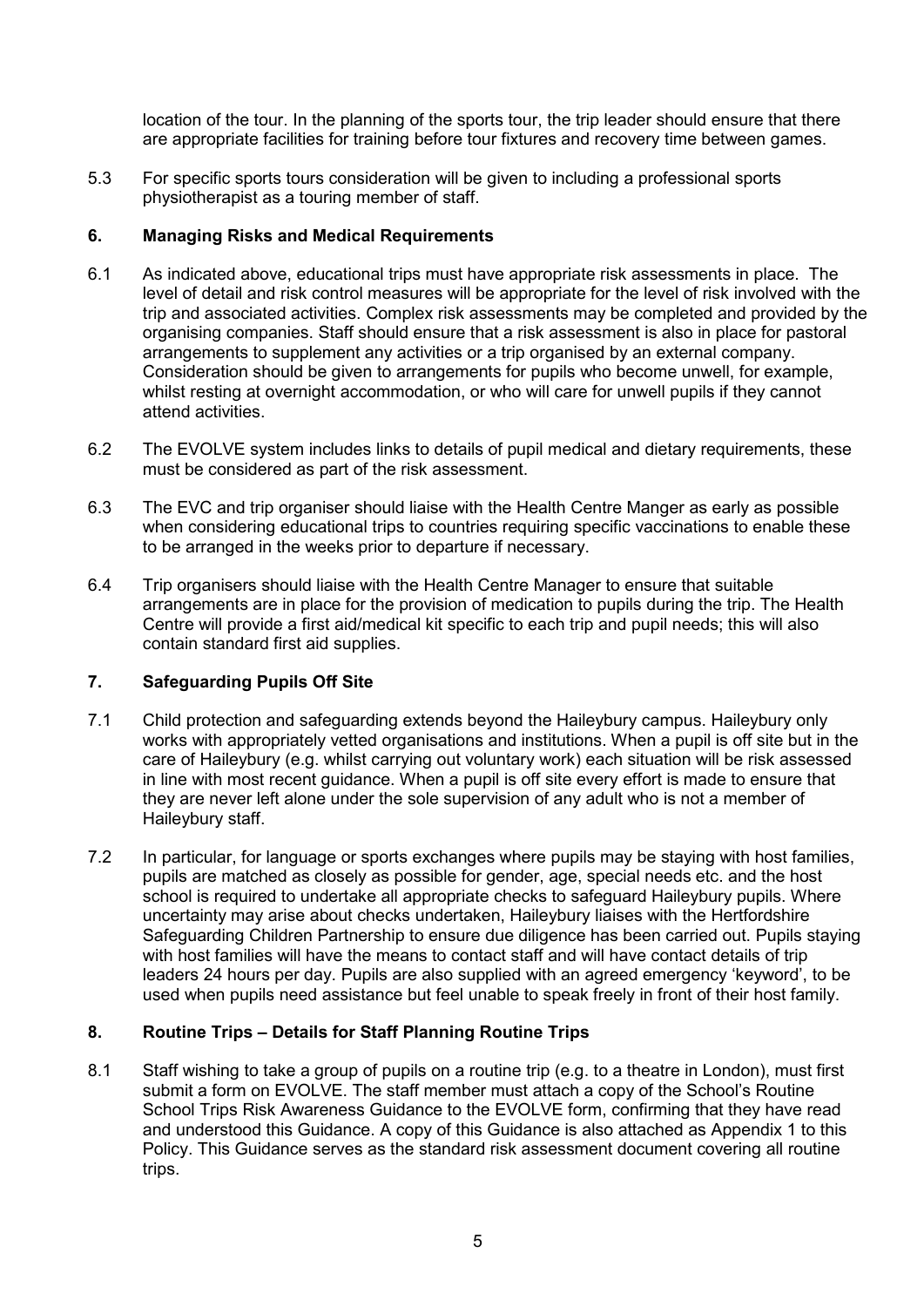location of the tour. In the planning of the sports tour, the trip leader should ensure that there are appropriate facilities for training before tour fixtures and recovery time between games.

5.3 For specific sports tours consideration will be given to including a professional sports physiotherapist as a touring member of staff.

## 6. Managing Risks and Medical Requirements

6.1 As indicated above, educational trips must have appropriate risk assessments in place. The level of detail and risk control measures will be appropriate for the level of risk involved with the trip and associated activities. Complex risk assessments may be completed and provided by the organising companies. Staff should ensure that a risk assessment is also in place for pastoral arrangements to supplement any activities or a trip organised by an external company. Consideration should be given to arrangements for pupils who become unwell, for example, whilst resting at overnight accommodation, or who will care for unwell pupils if they cannot attend activities.

6.2 The EVOLVE system includes links to details of pupil medical and dietary requirements, these must be considered as part of the risk assessment.

6.3 The EVC and trip organiser should liaise with the Health Centre Manger as early as possible when considering educational trips to countries requiring specific vaccinations to enable these to be arranged in the weeks prior to departure if necessary.

6.4 Trip organisers should liaise with the Health Centre Manager to ensure that suitable arrangements are in place for the provision of medication to pupils during the trip. The Health Centre will provide a first aid/medical kit specific to each trip and pupil needs; this will also contain standard first aid supplies.

## 7. Safeguarding Pupils Off Site

7.1 Child protection and safeguarding extends beyond the Haileybury campus. Haileybury only works with appropriately vetted organisations and institutions. When a pupil is off site but in the care of Haileybury (e.g. whilst carrying out voluntary work) each situation will be risk assessed in line with most recent guidance. When a pupil is off site every effort is made to ensure that they are never left alone under the sole supervision of any adult who is not a member of Haileybury staff.

7.2 In particular, for language or sports exchanges where pupils may be staying with host families, pupils are matched as closely as possible for gender, age, special needs etc. and the host school is required to undertake all appropriate checks to safeguard Haileybury pupils. Where uncertainty may arise about checks undertaken, Haileybury liaises with the Hertfordshire Safeguarding Children Partnership to ensure due diligence has been carried out. Pupils staying with host families will have the means to contact staff and will have contact details of trip leaders 24 hours per day. Pupils are also supplied with an agreed emergency 'keyword', to be used when pupils need assistance but feel unable to speak freely in front of their host family.

## 8. Routine Trips – Details for Staff Planning Routine Trips

8.1 Staff wishing to take a group of pupils on a routine trip (e.g. to a theatre in London), must first submit a form on EVOLVE. The staff member must attach a copy of the School's Routine School Trips Risk Awareness Guidance to the EVOLVE form, confirming that they have read and understood this Guidance. A copy of this Guidance is also attached as Appendix 1 to this Policy. This Guidance serves as the standard risk assessment document covering all routine trips.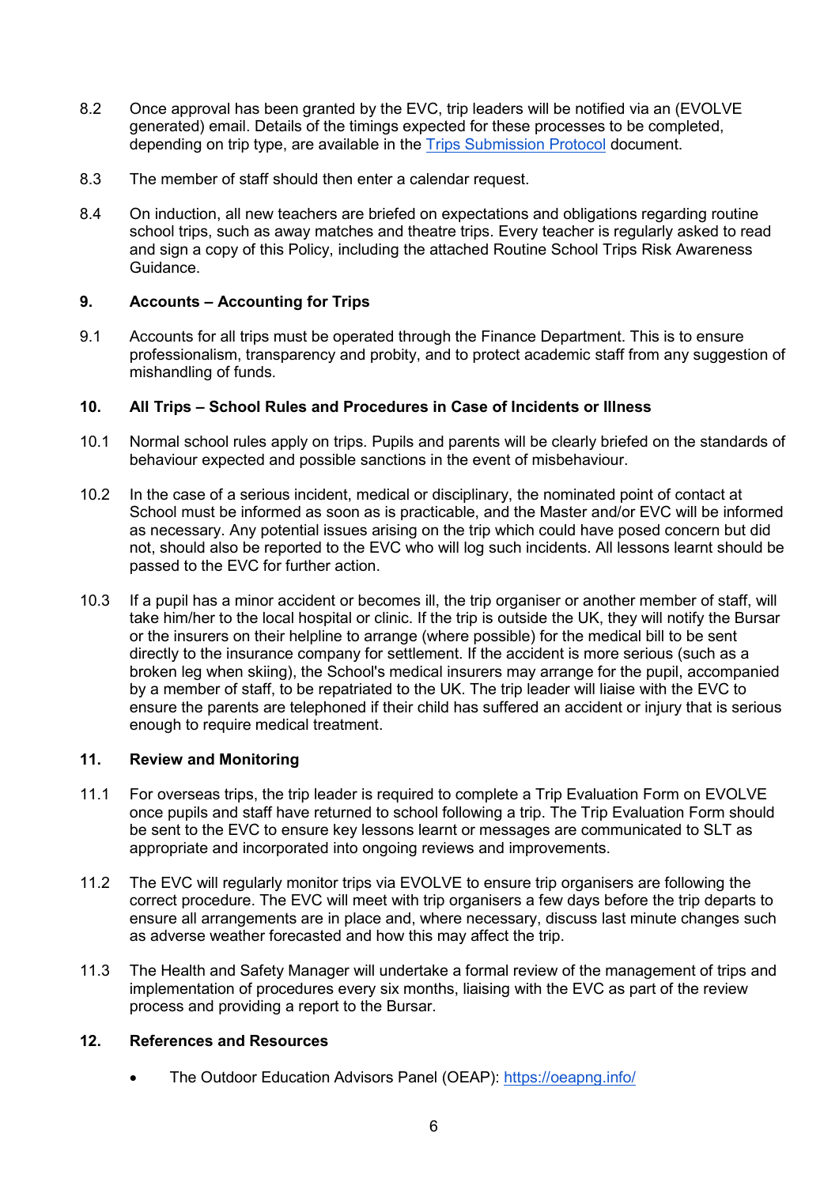8.2 Once approval has been granted by the EVC, trip leaders will be notified via an (EVOLVE generated) email. Details of the timings expected for these processes to be completed, depending on trip type, are available in the [Trips Submission Protocol]() document.

8.3 The member of staff should then enter a calendar request.

8.4 On induction, all new teachers are briefed on expectations and obligations regarding routine school trips, such as away matches and theatre trips. Every teacher is regularly asked to read and sign a copy of this Policy, including the attached Routine School Trips Risk Awareness Guidance.

## 9. Accounts – Accounting for Trips

9.1 Accounts for all trips must be operated through the Finance Department. This is to ensure professionalism, transparency and probity, and to protect academic staff from any suggestion of mishandling of funds.

## 10. All Trips – School Rules and Procedures in Case of Incidents or Illness

10.1 Normal school rules apply on trips. Pupils and parents will be clearly briefed on the standards of behaviour expected and possible sanctions in the event of misbehaviour.

10.2 In the case of a serious incident, medical or disciplinary, the nominated point of contact at School must be informed as soon as is practicable, and the Master and/or EVC will be informed as necessary. Any potential issues arising on the trip which could have posed concern but did not, should also be reported to the EVC who will log such incidents. All lessons learnt should be passed to the EVC for further action.

10.3 If a pupil has a minor accident or becomes ill, the trip organiser or another member of staff, will take him/her to the local hospital or clinic. If the trip is outside the UK, they will notify the Bursar or the insurers on their helpline to arrange (where possible) for the medical bill to be sent directly to the insurance company for settlement. If the accident is more serious (such as a broken leg when skiing), the School's medical insurers may arrange for the pupil, accompanied by a member of staff, to be repatriated to the UK. The trip leader will liaise with the EVC to ensure the parents are telephoned if their child has suffered an accident or injury that is serious enough to require medical treatment.

## 11. Review and Monitoring

11.1 For overseas trips, the trip leader is required to complete a Trip Evaluation Form on EVOLVE once pupils and staff have returned to school following a trip. The Trip Evaluation Form should be sent to the EVC to ensure key lessons learnt or messages are communicated to SLT as appropriate and incorporated into ongoing reviews and improvements.

11.2 The EVC will regularly monitor trips via EVOLVE to ensure trip organisers are following the correct procedure. The EVC will meet with trip organisers a few days before the trip departs to ensure all arrangements are in place and, where necessary, discuss last minute changes such as adverse weather forecasted and how this may affect the trip.

11.3 The Health and Safety Manager will undertake a formal review of the management of trips and implementation of procedures every six months, liaising with the EVC as part of the review process and providing a report to the Bursar.

## 12. References and Resources

- The Outdoor Education Advisors Panel (OEAP): https://oeapng.info/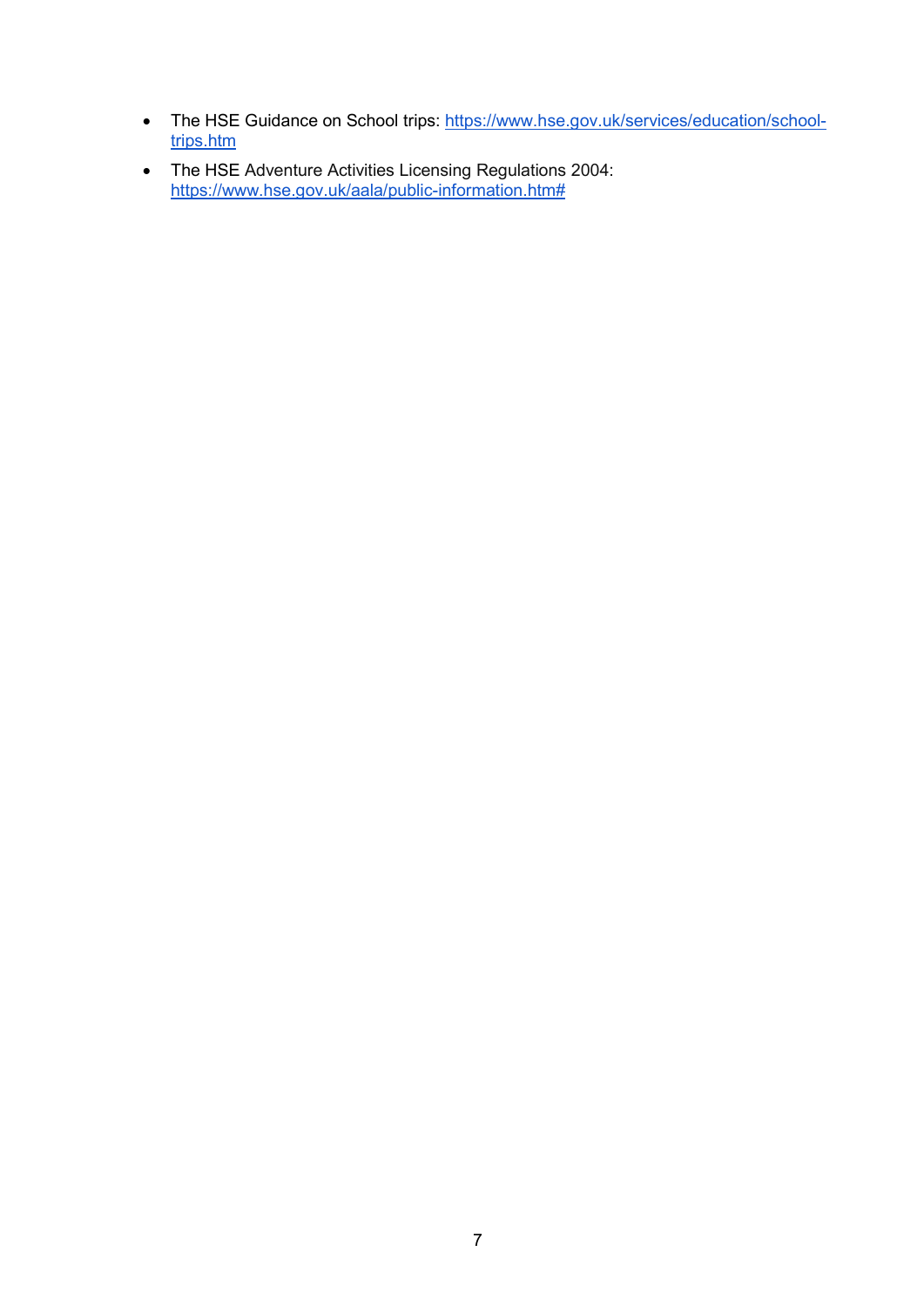- The HSE Guidance on School trips: https://www.hse.gov.uk/services/education/school-trips.htm
- The HSE Adventure Activities Licensing Regulations 2004: https://www.hse.gov.uk/aala/public-information.htm#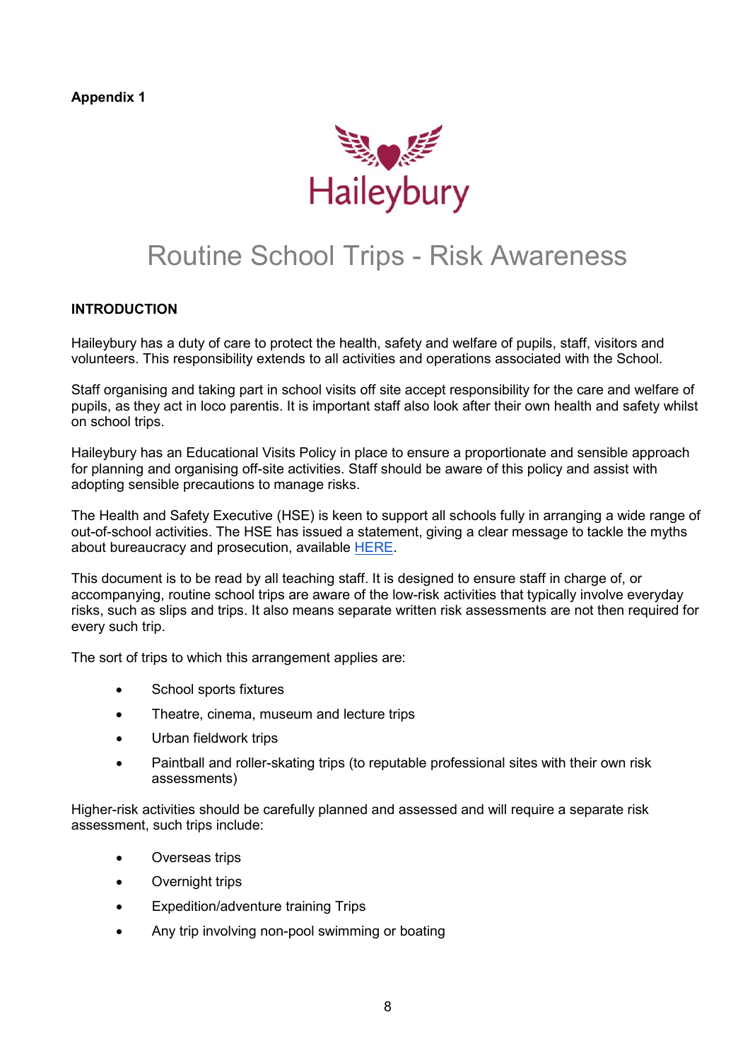**Appendix 1**

Haileybury

# Routine School Trips - Risk Awareness

**INTRODUCTION**

Haileybury has a duty of care to protect the health, safety and welfare of pupils, staff, visitors and volunteers. This responsibility extends to all activities and operations associated with the School.

Staff organising and taking part in school visits off site accept responsibility for the care and welfare of pupils, as they act in loco parentis. It is important staff also look after their own health and safety whilst on school trips.

Haileybury has an Educational Visits Policy in place to ensure a proportionate and sensible approach for planning and organising off-site activities. Staff should be aware of this policy and assist with adopting sensible precautions to manage risks.

The Health and Safety Executive (HSE) is keen to support all schools fully in arranging a wide range of out-of-school activities. The HSE has issued a statement, giving a clear message to tackle the myths about bureaucracy and prosecution, available HERE.

This document is to be read by all teaching staff. It is designed to ensure staff in charge of, or accompanying, routine school trips are aware of the low-risk activities that typically involve everyday risks, such as slips and trips. It also means separate written risk assessments are not then required for every such trip.

The sort of trips to which this arrangement applies are:

- School sports fixtures
- Theatre, cinema, museum and lecture trips
- Urban fieldwork trips
- Paintball and roller-skating trips (to reputable professional sites with their own risk assessments)

Higher-risk activities should be carefully planned and assessed and will require a separate risk assessment, such trips include:

- Overseas trips
- Overnight trips
- Expedition/adventure training Trips
- Any trip involving non-pool swimming or boating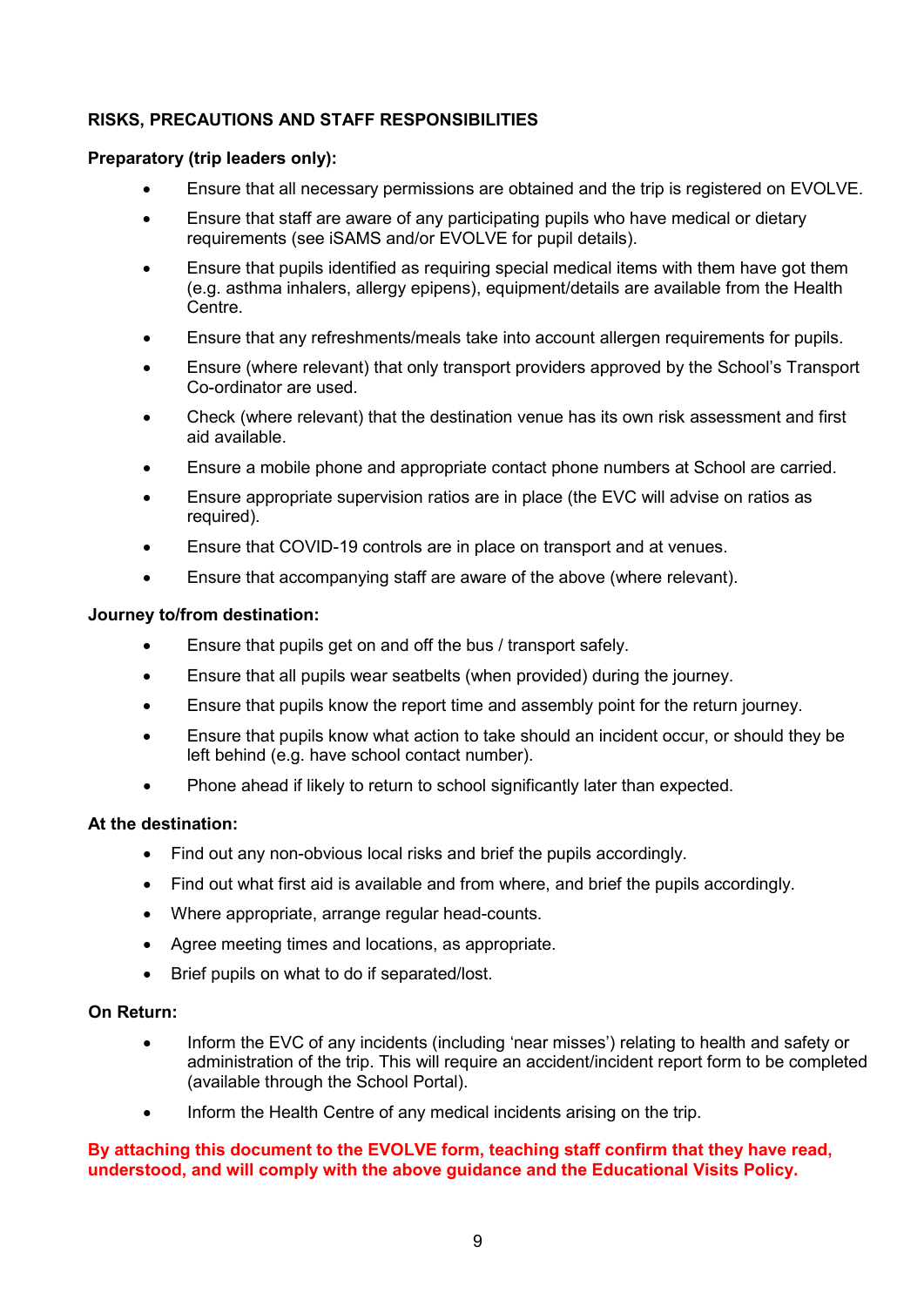**RISKS, PRECAUTIONS AND STAFF RESPONSIBILITIES**

**Preparatory (trip leaders only):**

- Ensure that all necessary permissions are obtained and the trip is registered on EVOLVE.
- Ensure that staff are aware of any participating pupils who have medical or dietary requirements (see iSAMS and/or EVOLVE for pupil details).
- Ensure that pupils identified as requiring special medical items with them have got them (e.g. asthma inhalers, allergy epipens), equipment/details are available from the Health Centre.
- Ensure that any refreshments/meals take into account allergen requirements for pupils.
- Ensure (where relevant) that only transport providers approved by the School's Transport Co-ordinator are used.
- Check (where relevant) that the destination venue has its own risk assessment and first aid available.
- Ensure a mobile phone and appropriate contact phone numbers at School are carried.
- Ensure appropriate supervision ratios are in place (the EVC will advise on ratios as required).
- Ensure that COVID-19 controls are in place on transport and at venues.
- Ensure that accompanying staff are aware of the above (where relevant).

**Journey to/from destination:**

- Ensure that pupils get on and off the bus / transport safely.
- Ensure that all pupils wear seatbelts (when provided) during the journey.
- Ensure that pupils know the report time and assembly point for the return journey.
- Ensure that pupils know what action to take should an incident occur, or should they be left behind (e.g. have school contact number).
- Phone ahead if likely to return to school significantly later than expected.

**At the destination:**

- Find out any non-obvious local risks and brief the pupils accordingly.
- Find out what first aid is available and from where, and brief the pupils accordingly.
- Where appropriate, arrange regular head-counts.
- Agree meeting times and locations, as appropriate.
- Brief pupils on what to do if separated/lost.

**On Return:**

- Inform the EVC of any incidents (including 'near misses') relating to health and safety or administration of the trip. This will require an accident/incident report form to be completed (available through the School Portal).
- Inform the Health Centre of any medical incidents arising on the trip.

**By attaching this document to the EVOLVE form, teaching staff confirm that they have read, understood, and will comply with the above guidance and the Educational Visits Policy.**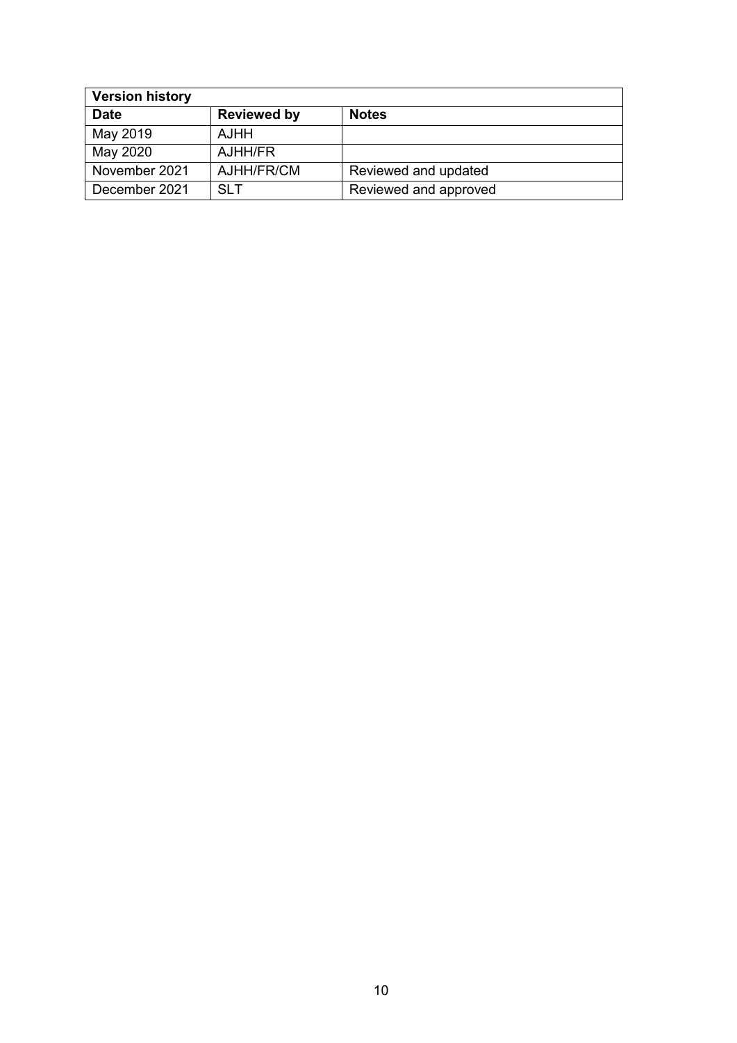| Version history | | |
|---|---|---|
| **Date** | **Reviewed by** | **Notes** |
| May 2019 | AJHH | |
| May 2020 | AJHH/FR | |
| November 2021 | AJHH/FR/CM | Reviewed and updated |
| December 2021 | SLT | Reviewed and approved |